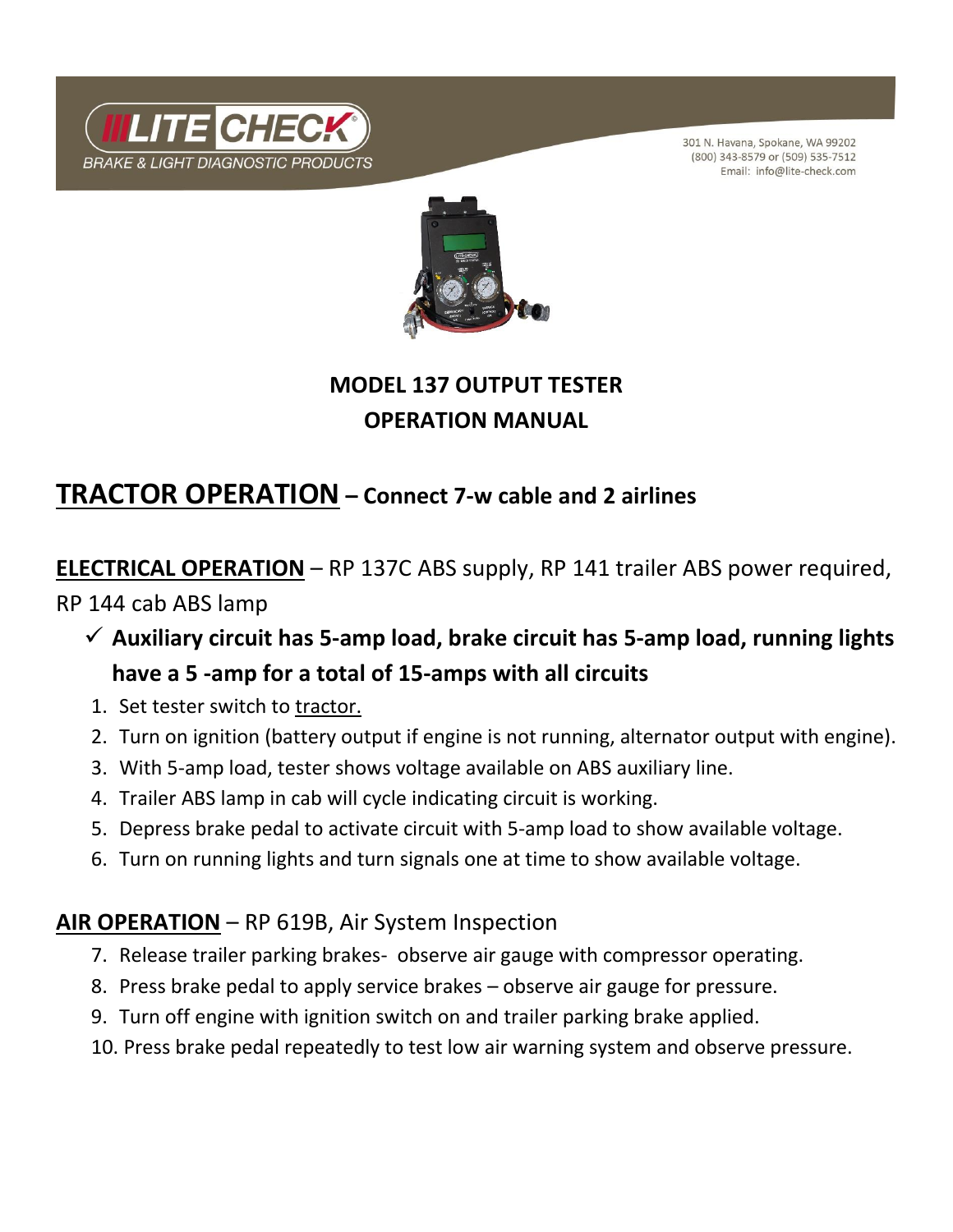LITE CHECK®
BRAKE & LIGHT DIAGNOSTIC PRODUCTS

301 N. Havana, Spokane, WA 99202
(800) 343-8579 or (509) 535-7512
Email: info@lite-check.com

# MODEL 137 OUTPUT TESTER
# OPERATION MANUAL

## TRACTOR OPERATION – Connect 7-w cable and 2 airlines

### ELECTRICAL OPERATION – RP 137C ABS supply, RP 141 trailer ABS power required, RP 144 cab ABS lamp

- ✓ **Auxiliary circuit has 5-amp load, brake circuit has 5-amp load, running lights have a 5 -amp for a total of 15-amps with all circuits**

1. Set tester switch to tractor.
2. Turn on ignition (battery output if engine is not running, alternator output with engine).
3. With 5-amp load, tester shows voltage available on ABS auxiliary line.
4. Trailer ABS lamp in cab will cycle indicating circuit is working.
5. Depress brake pedal to activate circuit with 5-amp load to show available voltage.
6. Turn on running lights and turn signals one at time to show available voltage.

### AIR OPERATION – RP 619B, Air System Inspection

7. Release trailer parking brakes- observe air gauge with compressor operating.
8. Press brake pedal to apply service brakes – observe air gauge for pressure.
9. Turn off engine with ignition switch on and trailer parking brake applied.
10. Press brake pedal repeatedly to test low air warning system and observe pressure.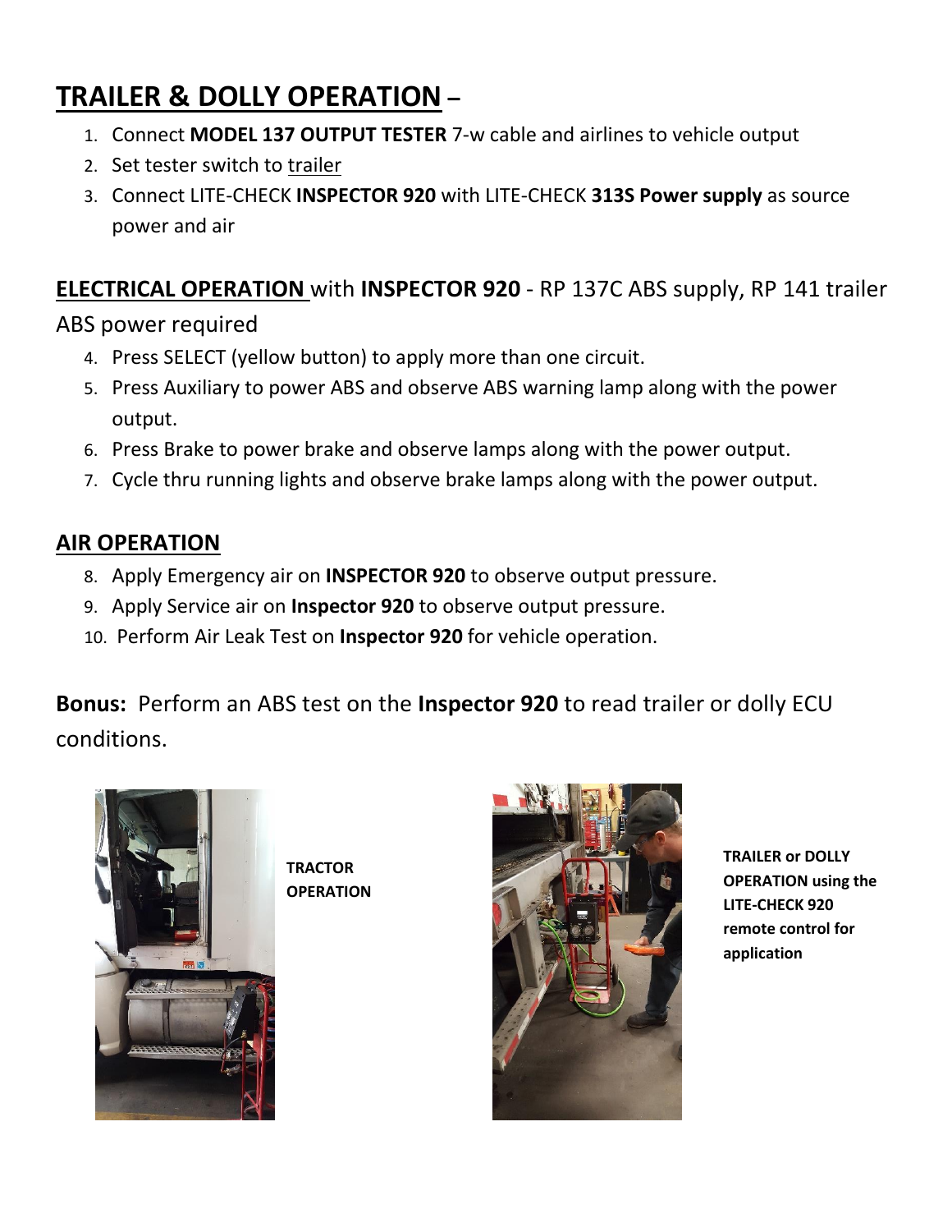# TRAILER & DOLLY OPERATION –

1. Connect **MODEL 137 OUTPUT TESTER** 7-w cable and airlines to vehicle output
2. Set tester switch to trailer
3. Connect LITE-CHECK **INSPECTOR 920** with LITE-CHECK **313S Power supply** as source power and air

## ELECTRICAL OPERATION with INSPECTOR 920 - RP 137C ABS supply, RP 141 trailer ABS power required

4. Press SELECT (yellow button) to apply more than one circuit.
5. Press Auxiliary to power ABS and observe ABS warning lamp along with the power output.
6. Press Brake to power brake and observe lamps along with the power output.
7. Cycle thru running lights and observe brake lamps along with the power output.

## AIR OPERATION

8. Apply Emergency air on **INSPECTOR 920** to observe output pressure.
9. Apply Service air on **Inspector 920** to observe output pressure.
10. Perform Air Leak Test on **Inspector 920** for vehicle operation.

**Bonus:** Perform an ABS test on the **Inspector 920** to read trailer or dolly ECU conditions.

**TRACTOR OPERATION**

**TRAILER or DOLLY OPERATION using the LITE-CHECK 920 remote control for application**